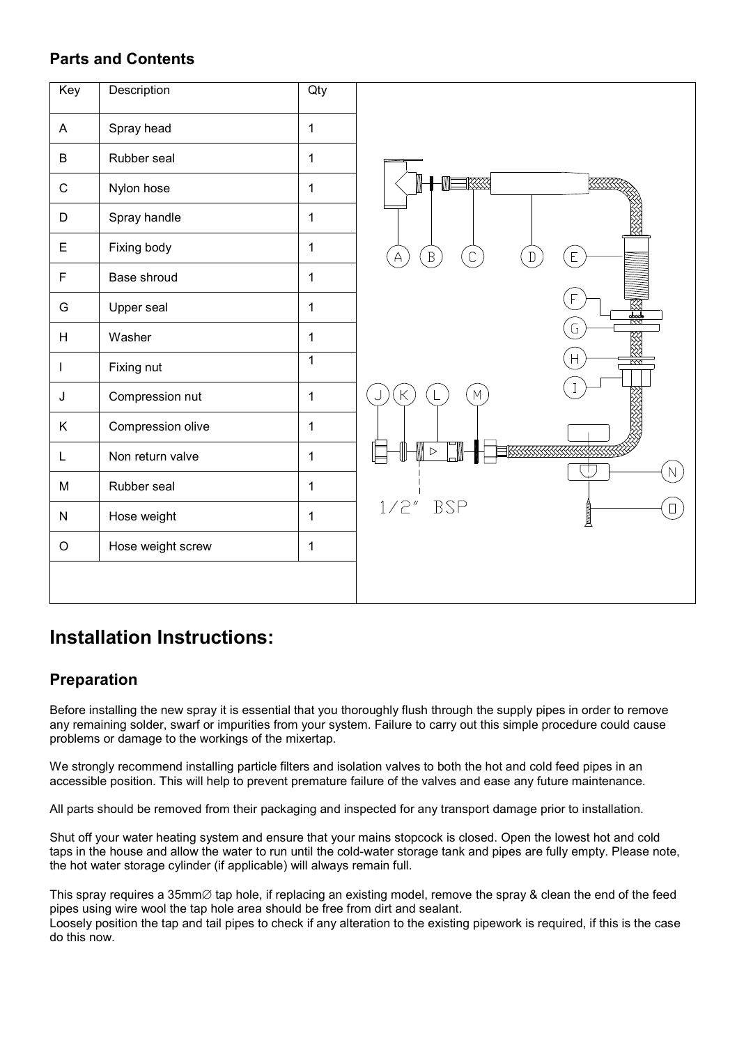## Parts and Contents

| Key | Description | Qty |
|---|---|---|
| A | Spray head | 1 |
| B | Rubber seal | 1 |
| C | Nylon hose | 1 |
| D | Spray handle | 1 |
| E | Fixing body | 1 |
| F | Base shroud | 1 |
| G | Upper seal | 1 |
| H | Washer | 1 |
| I | Fixing nut | 1 |
| J | Compression nut | 1 |
| K | Compression olive | 1 |
| L | Non return valve | 1 |
| M | Rubber seal | 1 |
| N | Hose weight | 1 |
| O | Hose weight screw | 1 |

# Installation Instructions:

## Preparation

Before installing the new spray it is essential that you thoroughly flush through the supply pipes in order to remove any remaining solder, swarf or impurities from your system. Failure to carry out this simple procedure could cause problems or damage to the workings of the mixertap.

We strongly recommend installing particle filters and isolation valves to both the hot and cold feed pipes in an accessible position. This will help to prevent premature failure of the valves and ease any future maintenance.

All parts should be removed from their packaging and inspected for any transport damage prior to installation.

Shut off your water heating system and ensure that your mains stopcock is closed. Open the lowest hot and cold taps in the house and allow the water to run until the cold-water storage tank and pipes are fully empty. Please note, the hot water storage cylinder (if applicable) will always remain full.

This spray requires a 35mm∅ tap hole, if replacing an existing model, remove the spray & clean the end of the feed pipes using wire wool the tap hole area should be free from dirt and sealant.
Loosely position the tap and tail pipes to check if any alteration to the existing pipework is required, if this is the case do this now.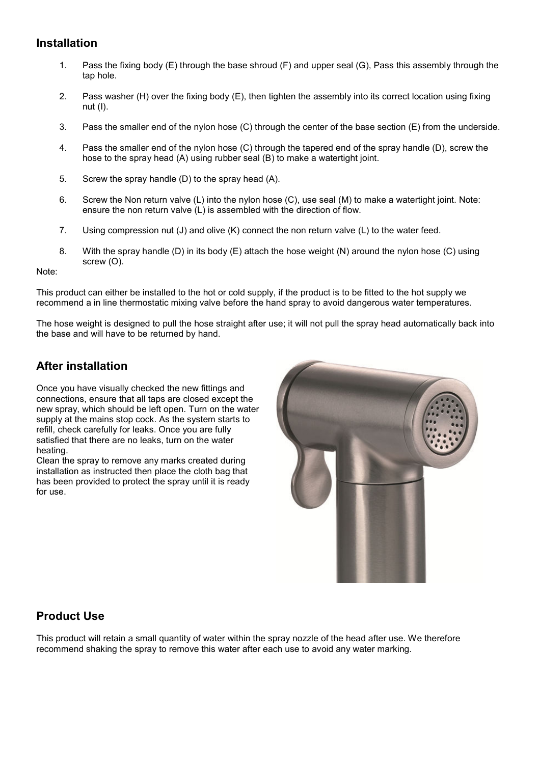## Installation

1. Pass the fixing body (E) through the base shroud (F) and upper seal (G), Pass this assembly through the tap hole.

2. Pass washer (H) over the fixing body (E), then tighten the assembly into its correct location using fixing nut (I).

3. Pass the smaller end of the nylon hose (C) through the center of the base section (E) from the underside.

4. Pass the smaller end of the nylon hose (C) through the tapered end of the spray handle (D), screw the hose to the spray head (A) using rubber seal (B) to make a watertight joint.

5. Screw the spray handle (D) to the spray head (A).

6. Screw the Non return valve (L) into the nylon hose (C), use seal (M) to make a watertight joint. Note: ensure the non return valve (L) is assembled with the direction of flow.

7. Using compression nut (J) and olive (K) connect the non return valve (L) to the water feed.

8. With the spray handle (D) in its body (E) attach the hose weight (N) around the nylon hose (C) using screw (O).

Note:

This product can either be installed to the hot or cold supply, if the product is to be fitted to the hot supply we recommend a in line thermostatic mixing valve before the hand spray to avoid dangerous water temperatures.

The hose weight is designed to pull the hose straight after use; it will not pull the spray head automatically back into the base and will have to be returned by hand.

## After installation

Once you have visually checked the new fittings and connections, ensure that all taps are closed except the new spray, which should be left open. Turn on the water supply at the mains stop cock. As the system starts to refill, check carefully for leaks. Once you are fully satisfied that there are no leaks, turn on the water heating.
Clean the spray to remove any marks created during installation as instructed then place the cloth bag that has been provided to protect the spray until it is ready for use.

## Product Use

This product will retain a small quantity of water within the spray nozzle of the head after use. We therefore recommend shaking the spray to remove this water after each use to avoid any water marking.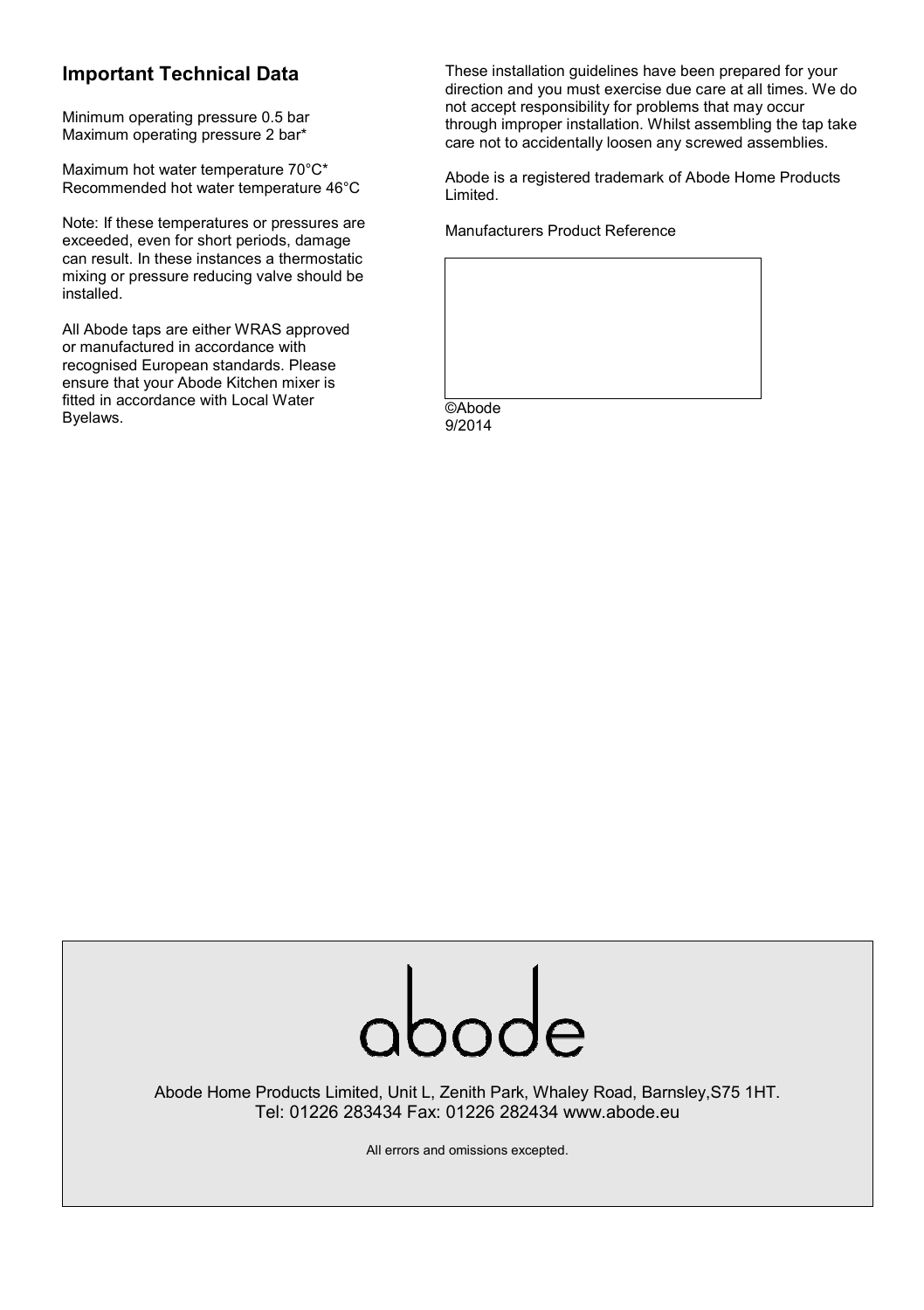## Important Technical Data

Minimum operating pressure 0.5 bar
Maximum operating pressure 2 bar*

Maximum hot water temperature 70°C*
Recommended hot water temperature 46°C

Note: If these temperatures or pressures are exceeded, even for short periods, damage can result. In these instances a thermostatic mixing or pressure reducing valve should be installed.

All Abode taps are either WRAS approved or manufactured in accordance with recognised European standards. Please ensure that your Abode Kitchen mixer is fitted in accordance with Local Water Byelaws.

These installation guidelines have been prepared for your direction and you must exercise due care at all times. We do not accept responsibility for problems that may occur through improper installation. Whilst assembling the tap take care not to accidentally loosen any screwed assemblies.

Abode is a registered trademark of Abode Home Products Limited.

Manufacturers Product Reference

©Abode
9/2014

abode

Abode Home Products Limited, Unit L, Zenith Park, Whaley Road, Barnsley,S75 1HT.
Tel: 01226 283434 Fax: 01226 282434 www.abode.eu

All errors and omissions excepted.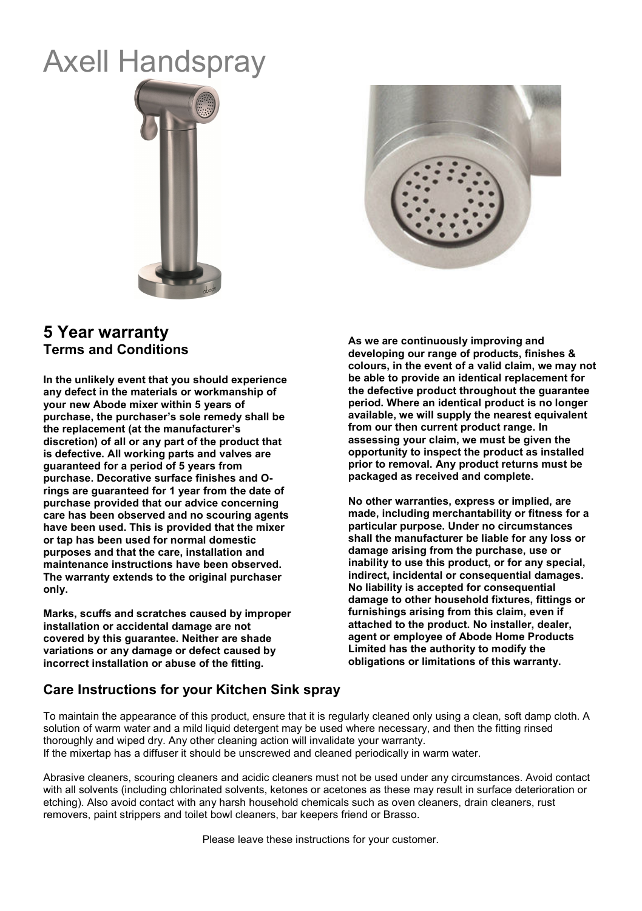# Axell Handspray

## 5 Year warranty

### Terms and Conditions

**In the unlikely event that you should experience any defect in the materials or workmanship of your new Abode mixer within 5 years of purchase, the purchaser's sole remedy shall be the replacement (at the manufacturer's discretion) of all or any part of the product that is defective. All working parts and valves are guaranteed for a period of 5 years from purchase. Decorative surface finishes and O-rings are guaranteed for 1 year from the date of purchase provided that our advice concerning care has been observed and no scouring agents have been used. This is provided that the mixer or tap has been used for normal domestic purposes and that the care, installation and maintenance instructions have been observed. The warranty extends to the original purchaser only.**

**Marks, scuffs and scratches caused by improper installation or accidental damage are not covered by this guarantee. Neither are shade variations or any damage or defect caused by incorrect installation or abuse of the fitting.**

**As we are continuously improving and developing our range of products, finishes & colours, in the event of a valid claim, we may not be able to provide an identical replacement for the defective product throughout the guarantee period. Where an identical product is no longer available, we will supply the nearest equivalent from our then current product range. In assessing your claim, we must be given the opportunity to inspect the product as installed prior to removal. Any product returns must be packaged as received and complete.**

**No other warranties, express or implied, are made, including merchantability or fitness for a particular purpose. Under no circumstances shall the manufacturer be liable for any loss or damage arising from the purchase, use or inability to use this product, or for any special, indirect, incidental or consequential damages. No liability is accepted for consequential damage to other household fixtures, fittings or furnishings arising from this claim, even if attached to the product. No installer, dealer, agent or employee of Abode Home Products Limited has the authority to modify the obligations or limitations of this warranty.**

### Care Instructions for your Kitchen Sink spray

To maintain the appearance of this product, ensure that it is regularly cleaned only using a clean, soft damp cloth. A solution of warm water and a mild liquid detergent may be used where necessary, and then the fitting rinsed thoroughly and wiped dry. Any other cleaning action will invalidate your warranty.
If the mixertap has a diffuser it should be unscrewed and cleaned periodically in warm water.

Abrasive cleaners, scouring cleaners and acidic cleaners must not be used under any circumstances. Avoid contact with all solvents (including chlorinated solvents, ketones or acetones as these may result in surface deterioration or etching). Also avoid contact with any harsh household chemicals such as oven cleaners, drain cleaners, rust removers, paint strippers and toilet bowl cleaners, bar keepers friend or Brasso.

Please leave these instructions for your customer.